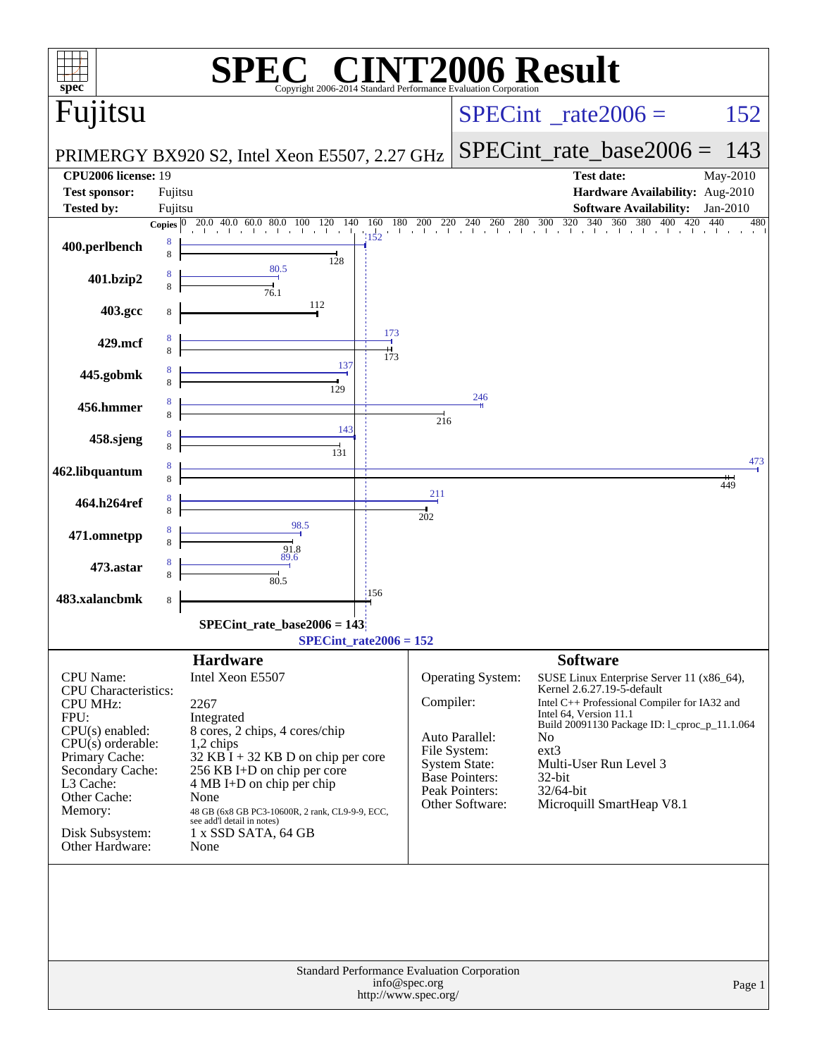# SPEC® CINT2006 Result

Copyright 2006-2014 Standard Performance Evaluation Corporation

## Fujitsu

PRIMERGY BX920 S2, Intel Xeon E5507, 2.27 GHz

SPECint_rate2006 = 152

SPECint_rate_base2006 = 143

| | | | |
|---|---|---|---|
| **CPU2006 license:** 19 | | **Test date:** | May-2010 |
| **Test sponsor:** | Fujitsu | **Hardware Availability:** | Aug-2010 |
| **Tested by:** | Fujitsu | **Software Availability:** | Jan-2010 |

| Benchmark | Copies (peak) | Copies (base) | Peak | Base |
|---|---|---|---|---|
| 400.perlbench | 8 | 8 | 152 | 128 |
| 401.bzip2 | 8 | 8 | 80.5 | 76.1 |
| 403.gcc | | 8 | | 112 |
| 429.mcf | 8 | 8 | 173 | 173 |
| 445.gobmk | 8 | 8 | 137 | 129 |
| 456.hmmer | 8 | 8 | 246 | 216 |
| 458.sjeng | 8 | 8 | 143 | 131 |
| 462.libquantum | 8 | 8 | 473 | 449 |
| 464.h264ref | 8 | 8 | 211 | 202 |
| 471.omnetpp | 8 | 8 | 98.5 | 91.8 |
| 473.astar | 8 | 8 | 89.6 | 80.5 |
| 483.xalancbmk | | 8 | | 156 |

SPECint_rate_base2006 = 143

SPECint_rate2006 = 152

## Hardware

| | |
|---|---|
| CPU Name: | Intel Xeon E5507 |
| CPU Characteristics: | |
| CPU MHz: | 2267 |
| FPU: | Integrated |
| CPU(s) enabled: | 8 cores, 2 chips, 4 cores/chip |
| CPU(s) orderable: | 1,2 chips |
| Primary Cache: | 32 KB I + 32 KB D on chip per core |
| Secondary Cache: | 256 KB I+D on chip per core |
| L3 Cache: | 4 MB I+D on chip per chip |
| Other Cache: | None |
| Memory: | 48 GB (6x8 GB PC3-10600R, 2 rank, CL9-9-9, ECC, see add'l detail in notes) |
| Disk Subsystem: | 1 x SSD SATA, 64 GB |
| Other Hardware: | None |

## Software

| | |
|---|---|
| Operating System: | SUSE Linux Enterprise Server 11 (x86_64), Kernel 2.6.27.19-5-default |
| Compiler: | Intel C++ Professional Compiler for IA32 and Intel 64, Version 11.1 Build 20091130 Package ID: l_cproc_p_11.1.064 |
| Auto Parallel: | No |
| File System: | ext3 |
| System State: | Multi-User Run Level 3 |
| Base Pointers: | 32-bit |
| Peak Pointers: | 32/64-bit |
| Other Software: | Microquill SmartHeap V8.1 |

Standard Performance Evaluation Corporation
info@spec.org
http://www.spec.org/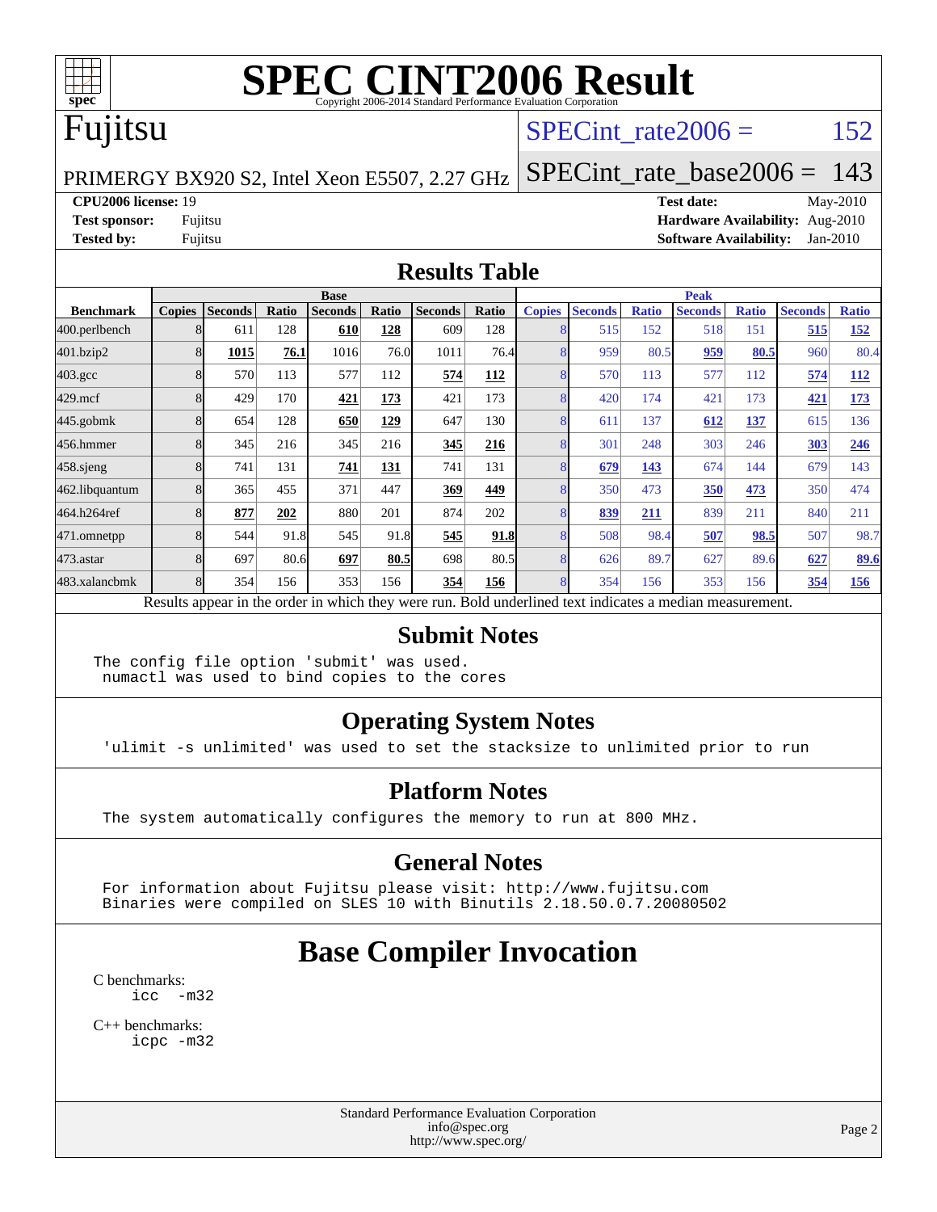# SPEC CINT2006 Result

Copyright 2006-2014 Standard Performance Evaluation Corporation

## Fujitsu

PRIMERGY BX920 S2, Intel Xeon E5507, 2.27 GHz

SPECint_rate2006 = 152

SPECint_rate_base2006 = 143

**CPU2006 license:** 19
**Test sponsor:** Fujitsu
**Tested by:** Fujitsu

**Test date:** May-2010
**Hardware Availability:** Aug-2010
**Software Availability:** Jan-2010

## Results Table

| Benchmark | Base | | | | | | | Peak | | | | | | |
|---|---|---|---|---|---|---|---|---|---|---|---|---|---|---|
| | Copies | Seconds | Ratio | Seconds | Ratio | Seconds | Ratio | Copies | Seconds | Ratio | Seconds | Ratio | Seconds | Ratio |
| 400.perlbench | 8 | 611 | 128 | **610** | **128** | 609 | 128 | 8 | 515 | 152 | 518 | 151 | **515** | **152** |
| 401.bzip2 | 8 | **1015** | **76.1** | 1016 | 76.0 | 1011 | 76.4 | 8 | 959 | 80.5 | **959** | **80.5** | 960 | 80.4 |
| 403.gcc | 8 | 570 | 113 | 577 | 112 | **574** | **112** | 8 | 570 | 113 | 577 | 112 | **574** | **112** |
| 429.mcf | 8 | 429 | 170 | **421** | **173** | 421 | 173 | 8 | 420 | 174 | 421 | 173 | **421** | **173** |
| 445.gobmk | 8 | 654 | 128 | **650** | **129** | 647 | 130 | 8 | 611 | 137 | **612** | **137** | 615 | 136 |
| 456.hmmer | 8 | 345 | 216 | 345 | 216 | **345** | **216** | 8 | 301 | 248 | 303 | 246 | **303** | **246** |
| 458.sjeng | 8 | 741 | 131 | **741** | **131** | 741 | 131 | 8 | **679** | **143** | 674 | 144 | 679 | 143 |
| 462.libquantum | 8 | 365 | 455 | 371 | 447 | **369** | **449** | 8 | 350 | 473 | **350** | **473** | 350 | 474 |
| 464.h264ref | 8 | **877** | **202** | 880 | 201 | 874 | 202 | 8 | **839** | **211** | 839 | 211 | 840 | 211 |
| 471.omnetpp | 8 | 544 | 91.8 | 545 | 91.8 | **545** | **91.8** | 8 | 508 | 98.4 | **507** | **98.5** | 507 | 98.7 |
| 473.astar | 8 | 697 | 80.6 | **697** | **80.5** | 698 | 80.5 | 8 | 626 | 89.7 | 627 | 89.6 | **627** | **89.6** |
| 483.xalancbmk | 8 | 354 | 156 | 353 | 156 | **354** | **156** | 8 | 354 | 156 | 353 | 156 | **354** | **156** |

Results appear in the order in which they were run. Bold underlined text indicates a median measurement.

## Submit Notes

```
The config file option 'submit' was used.
 numactl was used to bind copies to the cores
```

## Operating System Notes

```
'ulimit -s unlimited' was used to set the stacksize to unlimited prior to run
```

## Platform Notes

```
The system automatically configures the memory to run at 800 MHz.
```

## General Notes

```
For information about Fujitsu please visit: http://www.fujitsu.com
Binaries were compiled on SLES 10 with Binutils 2.18.50.0.7.20080502
```

## Base Compiler Invocation

C benchmarks:

```
icc  -m32
```

C++ benchmarks:

```
icpc -m32
```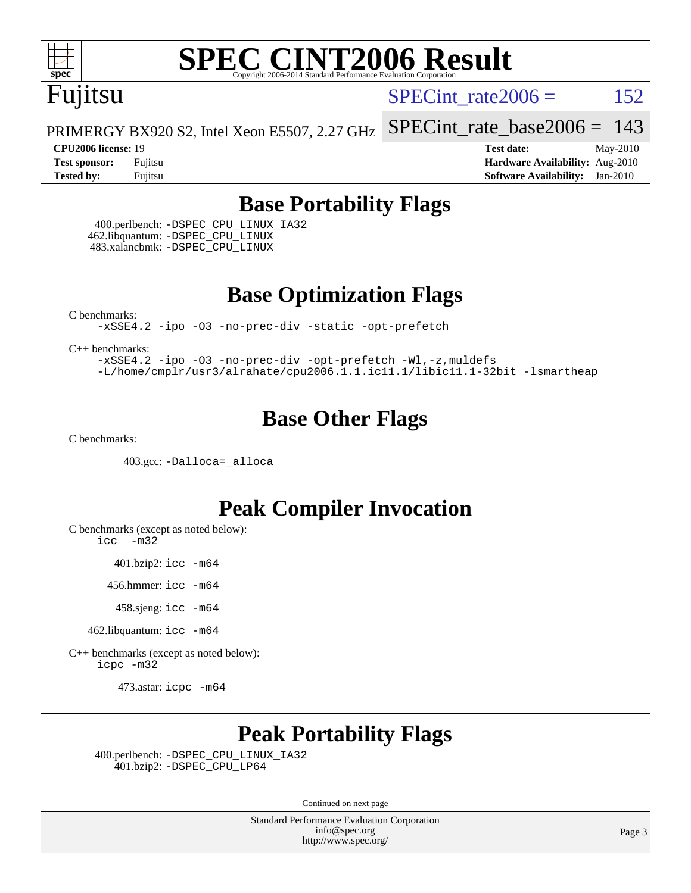# SPEC CINT2006 Result

Copyright 2006-2014 Standard Performance Evaluation Corporation

**Fujitsu**

PRIMERGY BX920 S2, Intel Xeon E5507, 2.27 GHz

SPECint_rate2006 = 152

SPECint_rate_base2006 = 143

| | | | |
|---|---|---|---|
| **CPU2006 license:** 19 | | **Test date:** | May-2010 |
| **Test sponsor:** | Fujitsu | **Hardware Availability:** | Aug-2010 |
| **Tested by:** | Fujitsu | **Software Availability:** | Jan-2010 |

## Base Portability Flags

400.perlbench: -DSPEC_CPU_LINUX_IA32
462.libquantum: -DSPEC_CPU_LINUX
483.xalancbmk: -DSPEC_CPU_LINUX

## Base Optimization Flags

C benchmarks:

```
-xSSE4.2 -ipo -O3 -no-prec-div -static -opt-prefetch
```

C++ benchmarks:

```
-xSSE4.2 -ipo -O3 -no-prec-div -opt-prefetch -Wl,-z,muldefs
-L/home/cmplr/usr3/alrahate/cpu2006.1.1.ic11.1/libic11.1-32bit -lsmartheap
```

## Base Other Flags

C benchmarks:

403.gcc: -Dalloca=_alloca

## Peak Compiler Invocation

C benchmarks (except as noted below):
icc -m32

401.bzip2: icc -m64

456.hmmer: icc -m64

458.sjeng: icc -m64

462.libquantum: icc -m64

C++ benchmarks (except as noted below):
icpc -m32

473.astar: icpc -m64

## Peak Portability Flags

400.perlbench: -DSPEC_CPU_LINUX_IA32
401.bzip2: -DSPEC_CPU_LP64

Continued on next page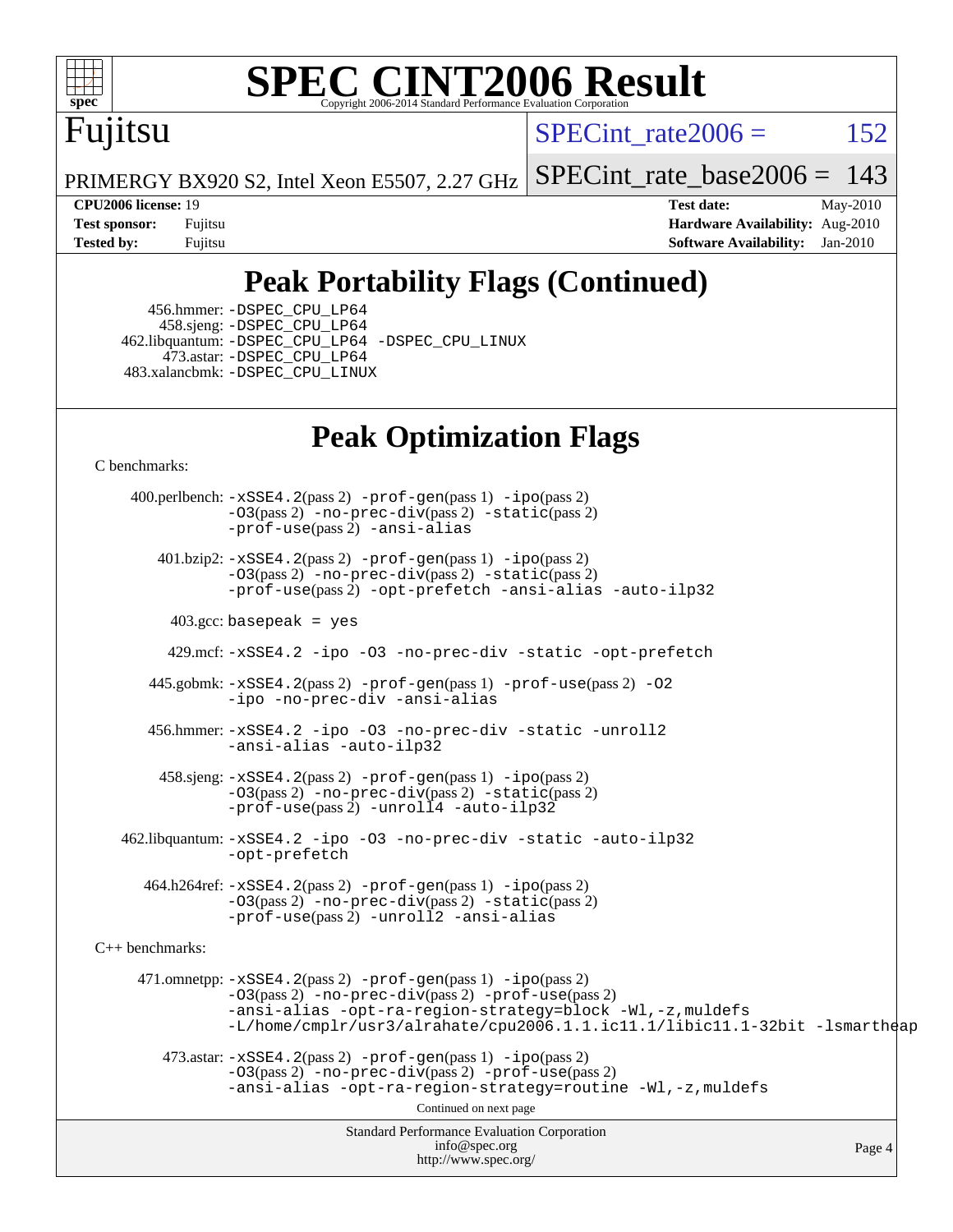# SPEC CINT2006 Result

Fujitsu

PRIMERGY BX920 S2, Intel Xeon E5507, 2.27 GHz

SPECint_rate2006 = 152

SPECint_rate_base2006 = 143

**CPU2006 license:** 19
**Test sponsor:** Fujitsu
**Tested by:** Fujitsu

**Test date:** May-2010
**Hardware Availability:** Aug-2010
**Software Availability:** Jan-2010

## Peak Portability Flags (Continued)

456.hmmer: -DSPEC_CPU_LP64
458.sjeng: -DSPEC_CPU_LP64
462.libquantum: -DSPEC_CPU_LP64 -DSPEC_CPU_LINUX
473.astar: -DSPEC_CPU_LP64
483.xalancbmk: -DSPEC_CPU_LINUX

## Peak Optimization Flags

C benchmarks:

400.perlbench: -xSSE4.2(pass 2) -prof-gen(pass 1) -ipo(pass 2) -O3(pass 2) -no-prec-div(pass 2) -static(pass 2) -prof-use(pass 2) -ansi-alias

401.bzip2: -xSSE4.2(pass 2) -prof-gen(pass 1) -ipo(pass 2) -O3(pass 2) -no-prec-div(pass 2) -static(pass 2) -prof-use(pass 2) -opt-prefetch -ansi-alias -auto-ilp32

403.gcc: basepeak = yes

429.mcf: -xSSE4.2 -ipo -O3 -no-prec-div -static -opt-prefetch

445.gobmk: -xSSE4.2(pass 2) -prof-gen(pass 1) -prof-use(pass 2) -O2 -ipo -no-prec-div -ansi-alias

456.hmmer: -xSSE4.2 -ipo -O3 -no-prec-div -static -unroll2 -ansi-alias -auto-ilp32

458.sjeng: -xSSE4.2(pass 2) -prof-gen(pass 1) -ipo(pass 2) -O3(pass 2) -no-prec-div(pass 2) -static(pass 2) -prof-use(pass 2) -unroll4 -auto-ilp32

462.libquantum: -xSSE4.2 -ipo -O3 -no-prec-div -static -auto-ilp32 -opt-prefetch

464.h264ref: -xSSE4.2(pass 2) -prof-gen(pass 1) -ipo(pass 2) -O3(pass 2) -no-prec-div(pass 2) -static(pass 2) -prof-use(pass 2) -unroll2 -ansi-alias

C++ benchmarks:

471.omnetpp: -xSSE4.2(pass 2) -prof-gen(pass 1) -ipo(pass 2) -O3(pass 2) -no-prec-div(pass 2) -prof-use(pass 2) -ansi-alias -opt-ra-region-strategy=block -Wl,-z,muldefs -L/home/cmplr/usr3/alrahate/cpu2006.1.1.ic11.1/libic11.1-32bit -lsmartheap

473.astar: -xSSE4.2(pass 2) -prof-gen(pass 1) -ipo(pass 2) -O3(pass 2) -no-prec-div(pass 2) -prof-use(pass 2) -ansi-alias -opt-ra-region-strategy=routine -Wl,-z,muldefs

Continued on next page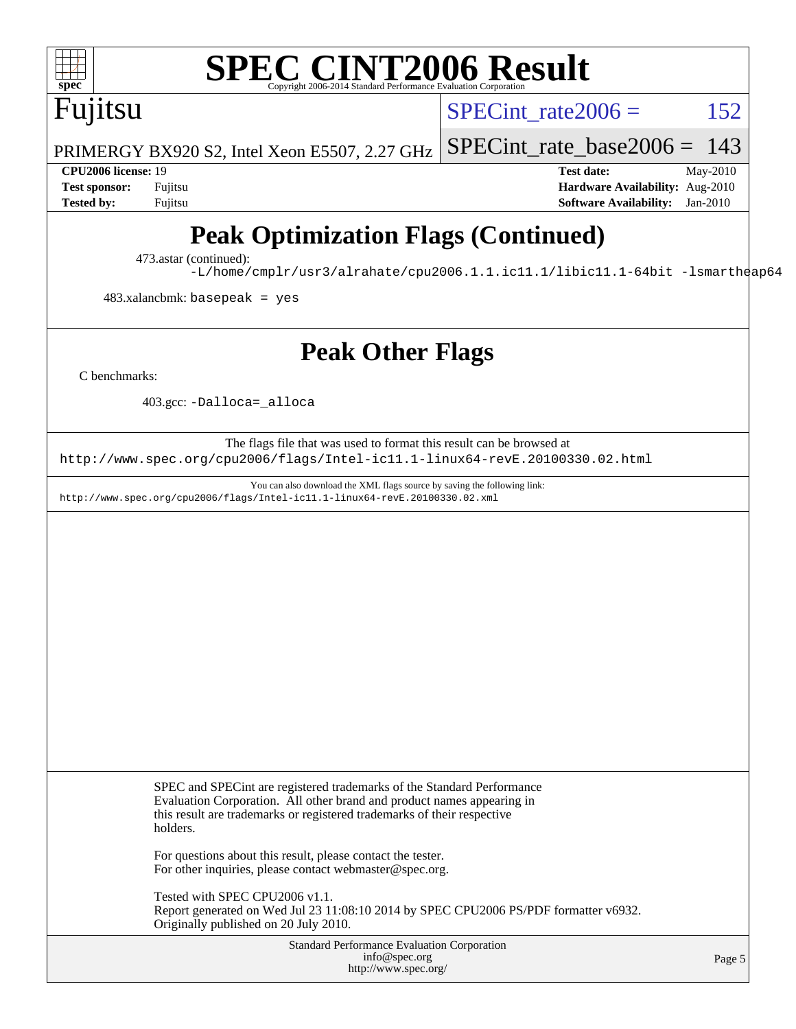# Peak Optimization Flags (Continued)

473.astar (continued):
`-L/home/cmplr/usr3/alrahate/cpu2006.1.1.ic11.1/libic11.1-64bit -lsmartheap64`

483.xalancbmk: `basepeak = yes`

# Peak Other Flags

C benchmarks:

403.gcc: `-Dalloca=_alloca`

The flags file that was used to format this result can be browsed at
http://www.spec.org/cpu2006/flags/Intel-ic11.1-linux64-revE.20100330.02.html

You can also download the XML flags source by saving the following link:
http://www.spec.org/cpu2006/flags/Intel-ic11.1-linux64-revE.20100330.02.xml

SPEC and SPECint are registered trademarks of the Standard Performance Evaluation Corporation. All other brand and product names appearing in this result are trademarks or registered trademarks of their respective holders.

For questions about this result, please contact the tester.
For other inquiries, please contact webmaster@spec.org.

Tested with SPEC CPU2006 v1.1.
Report generated on Wed Jul 23 11:08:10 2014 by SPEC CPU2006 PS/PDF formatter v6932.
Originally published on 20 July 2010.